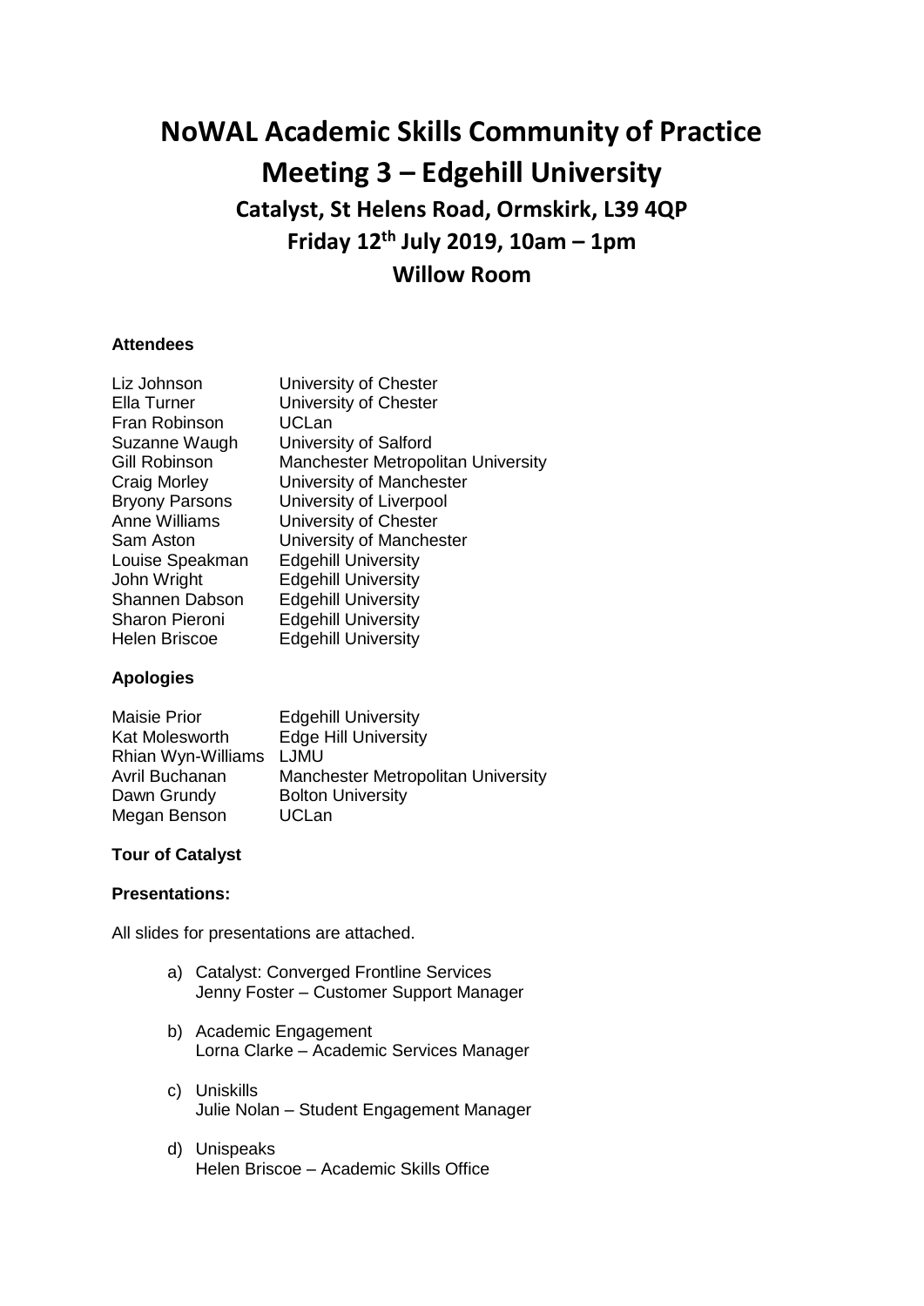# NoWAL Academic Skills Community of Practice

# Meeting 3 – Edgehill University

## Catalyst, St Helens Road, Ormskirk, L39 4QP

## Friday 12th July 2019, 10am – 1pm

## Willow Room

**Attendees**

| | |
|---|---|
| Liz Johnson | University of Chester |
| Ella Turner | University of Chester |
| Fran Robinson | UCLan |
| Suzanne Waugh | University of Salford |
| Gill Robinson | Manchester Metropolitan University |
| Craig Morley | University of Manchester |
| Bryony Parsons | University of Liverpool |
| Anne Williams | University of Chester |
| Sam Aston | University of Manchester |
| Louise Speakman | Edgehill University |
| John Wright | Edgehill University |
| Shannen Dabson | Edgehill University |
| Sharon Pieroni | Edgehill University |
| Helen Briscoe | Edgehill University |

**Apologies**

| | |
|---|---|
| Maisie Prior | Edgehill University |
| Kat Molesworth | Edge Hill University |
| Rhian Wyn-Williams | LJMU |
| Avril Buchanan | Manchester Metropolitan University |
| Dawn Grundy | Bolton University |
| Megan Benson | UCLan |

**Tour of Catalyst**

**Presentations:**

All slides for presentations are attached.

a) Catalyst: Converged Frontline Services
   Jenny Foster – Customer Support Manager

b) Academic Engagement
   Lorna Clarke – Academic Services Manager

c) Uniskills
   Julie Nolan – Student Engagement Manager

d) Unispeaks
   Helen Briscoe – Academic Skills Office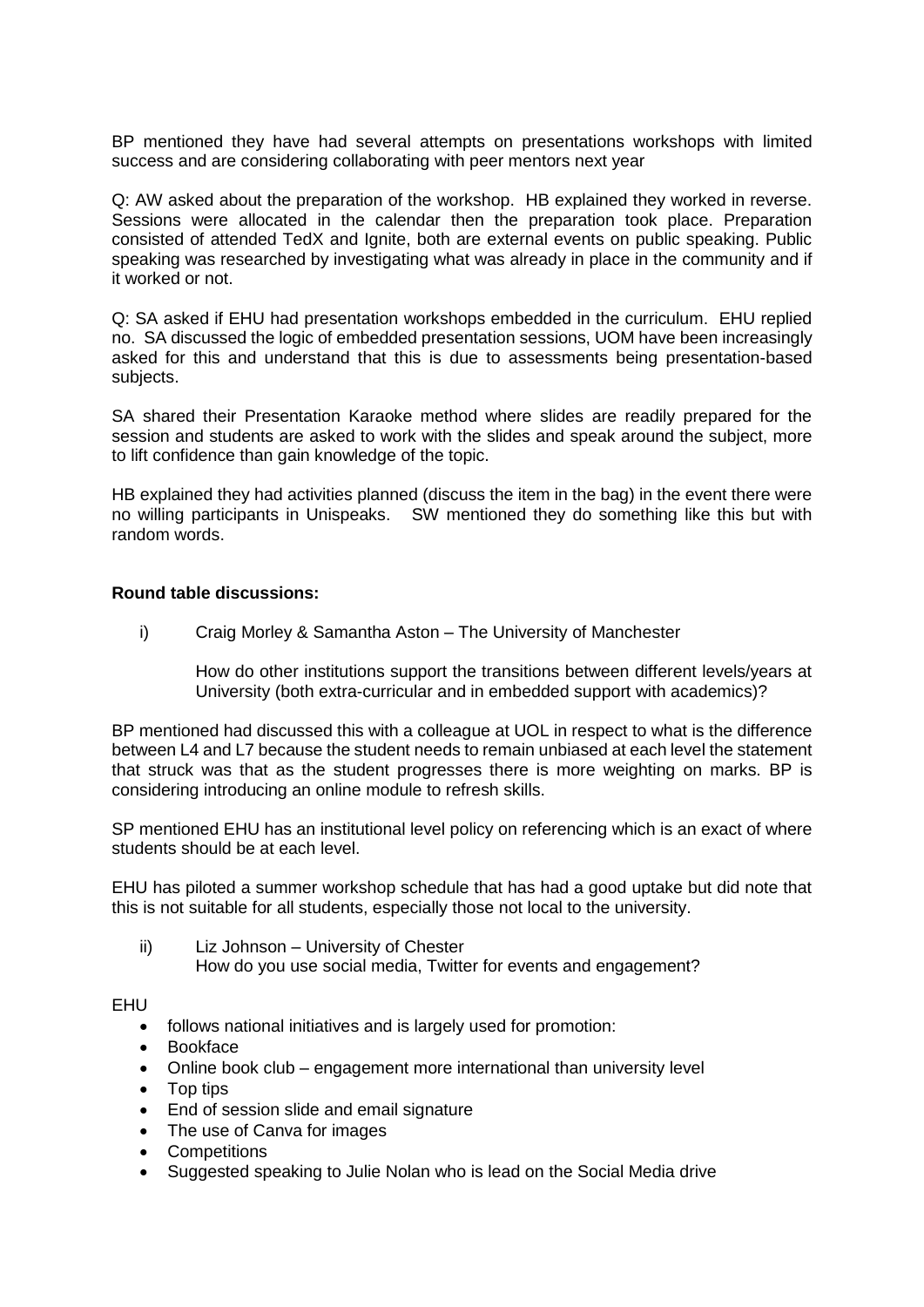BP mentioned they have had several attempts on presentations workshops with limited success and are considering collaborating with peer mentors next year

Q: AW asked about the preparation of the workshop. HB explained they worked in reverse. Sessions were allocated in the calendar then the preparation took place. Preparation consisted of attended TedX and Ignite, both are external events on public speaking. Public speaking was researched by investigating what was already in place in the community and if it worked or not.

Q: SA asked if EHU had presentation workshops embedded in the curriculum. EHU replied no. SA discussed the logic of embedded presentation sessions, UOM have been increasingly asked for this and understand that this is due to assessments being presentation-based subjects.

SA shared their Presentation Karaoke method where slides are readily prepared for the session and students are asked to work with the slides and speak around the subject, more to lift confidence than gain knowledge of the topic.

HB explained they had activities planned (discuss the item in the bag) in the event there were no willing participants in Unispeaks. SW mentioned they do something like this but with random words.

**Round table discussions:**

i) Craig Morley & Samantha Aston – The University of Manchester

How do other institutions support the transitions between different levels/years at University (both extra-curricular and in embedded support with academics)?

BP mentioned had discussed this with a colleague at UOL in respect to what is the difference between L4 and L7 because the student needs to remain unbiased at each level the statement that struck was that as the student progresses there is more weighting on marks. BP is considering introducing an online module to refresh skills.

SP mentioned EHU has an institutional level policy on referencing which is an exact of where students should be at each level.

EHU has piloted a summer workshop schedule that has had a good uptake but did note that this is not suitable for all students, especially those not local to the university.

ii) Liz Johnson – University of Chester
How do you use social media, Twitter for events and engagement?

EHU

- follows national initiatives and is largely used for promotion:
- Bookface
- Online book club – engagement more international than university level
- Top tips
- End of session slide and email signature
- The use of Canva for images
- Competitions
- Suggested speaking to Julie Nolan who is lead on the Social Media drive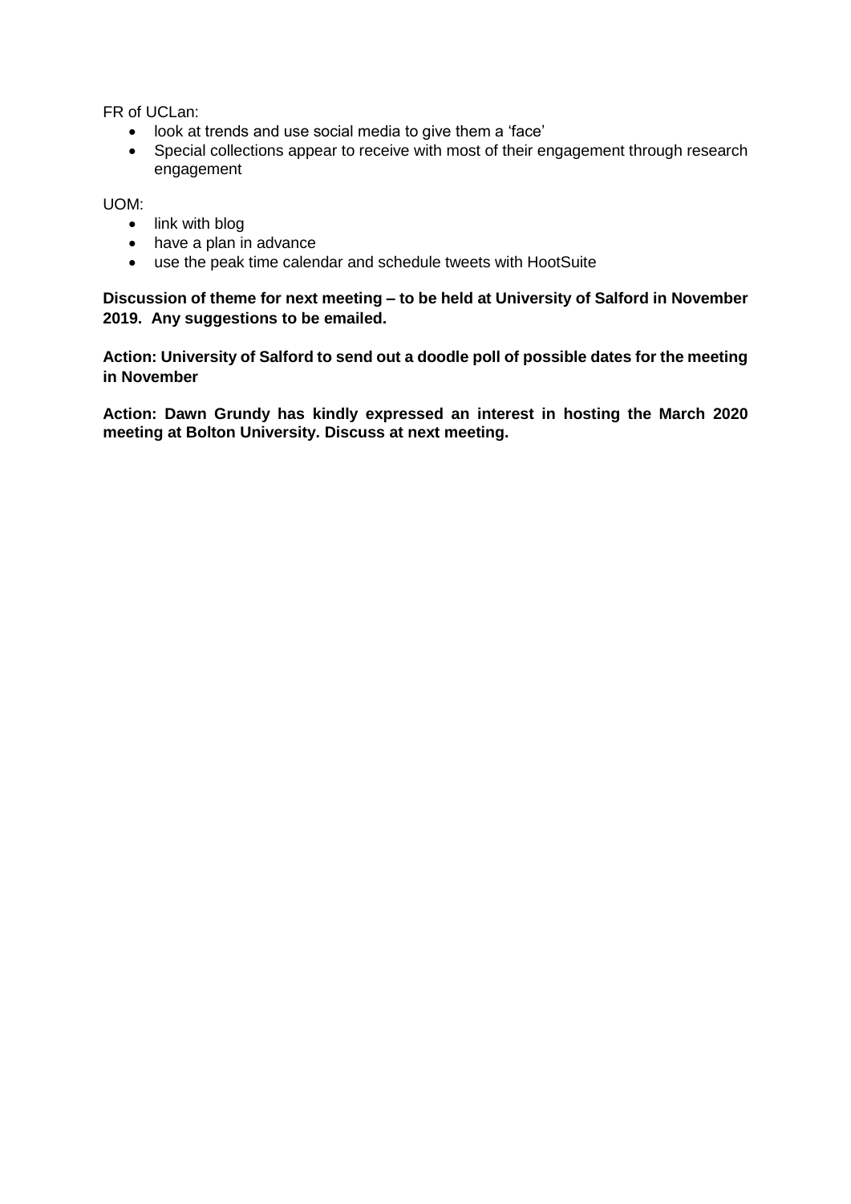FR of UCLan:

- look at trends and use social media to give them a 'face'
- Special collections appear to receive with most of their engagement through research engagement

UOM:

- link with blog
- have a plan in advance
- use the peak time calendar and schedule tweets with HootSuite

**Discussion of theme for next meeting – to be held at University of Salford in November 2019. Any suggestions to be emailed.**

**Action: University of Salford to send out a doodle poll of possible dates for the meeting in November**

**Action: Dawn Grundy has kindly expressed an interest in hosting the March 2020 meeting at Bolton University. Discuss at next meeting.**